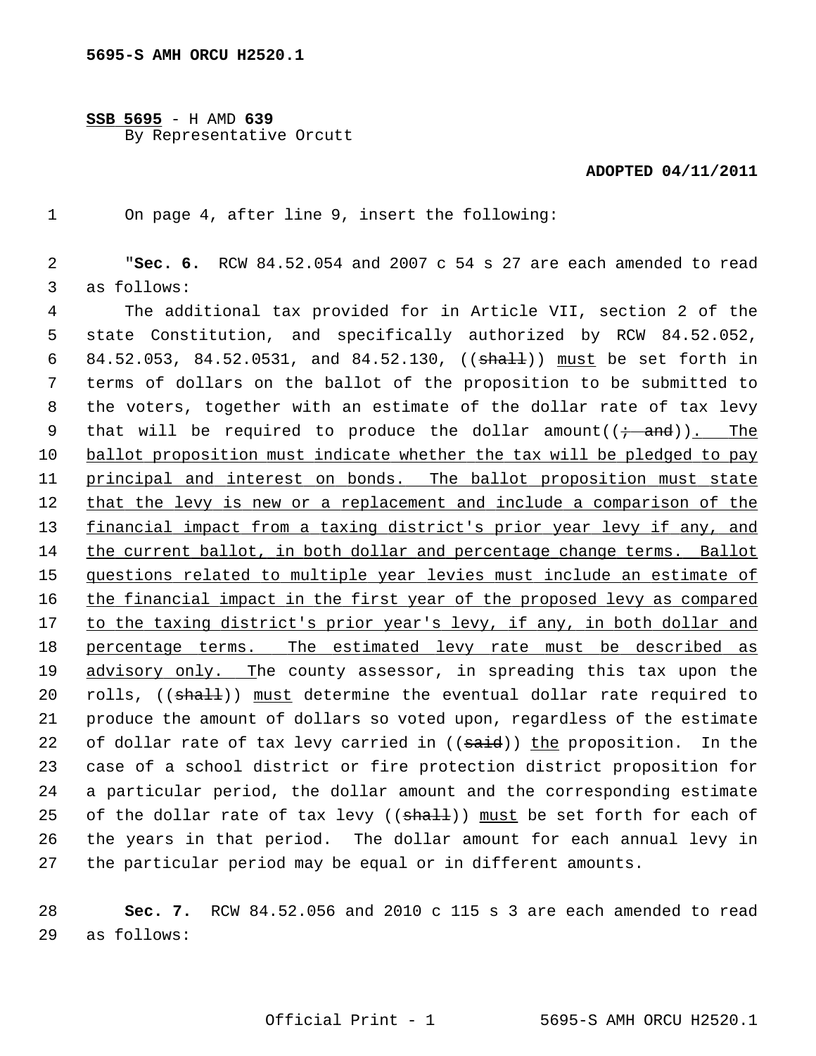**5695-S AMH ORCU H2520.1**

**SSB 5695** - H AMD **639**
By Representative Orcutt

**ADOPTED 04/11/2011**

1 On page 4, after line 9, insert the following:

2 "**Sec. 6.** RCW 84.52.054 and 2007 c 54 s 27 are each amended to read
3 as follows:

4 The additional tax provided for in Article VII, section 2 of the
5 state Constitution, and specifically authorized by RCW 84.52.052,
6 84.52.053, 84.52.0531, and 84.52.130, ((~~shall~~)) must be set forth in
7 terms of dollars on the ballot of the proposition to be submitted to
8 the voters, together with an estimate of the dollar rate of tax levy
9 that will be required to produce the dollar amount((~~; and~~)). The
10 ballot proposition must indicate whether the tax will be pledged to pay
11 principal and interest on bonds. The ballot proposition must state
12 that the levy is new or a replacement and include a comparison of the
13 financial impact from a taxing district's prior year levy if any, and
14 the current ballot, in both dollar and percentage change terms. Ballot
15 questions related to multiple year levies must include an estimate of
16 the financial impact in the first year of the proposed levy as compared
17 to the taxing district's prior year's levy, if any, in both dollar and
18 percentage terms. The estimated levy rate must be described as
19 advisory only. The county assessor, in spreading this tax upon the
20 rolls, ((~~shall~~)) must determine the eventual dollar rate required to
21 produce the amount of dollars so voted upon, regardless of the estimate
22 of dollar rate of tax levy carried in ((~~said~~)) the proposition. In the
23 case of a school district or fire protection district proposition for
24 a particular period, the dollar amount and the corresponding estimate
25 of the dollar rate of tax levy ((~~shall~~)) must be set forth for each of
26 the years in that period. The dollar amount for each annual levy in
27 the particular period may be equal or in different amounts.

28 **Sec. 7.** RCW 84.52.056 and 2010 c 115 s 3 are each amended to read
29 as follows: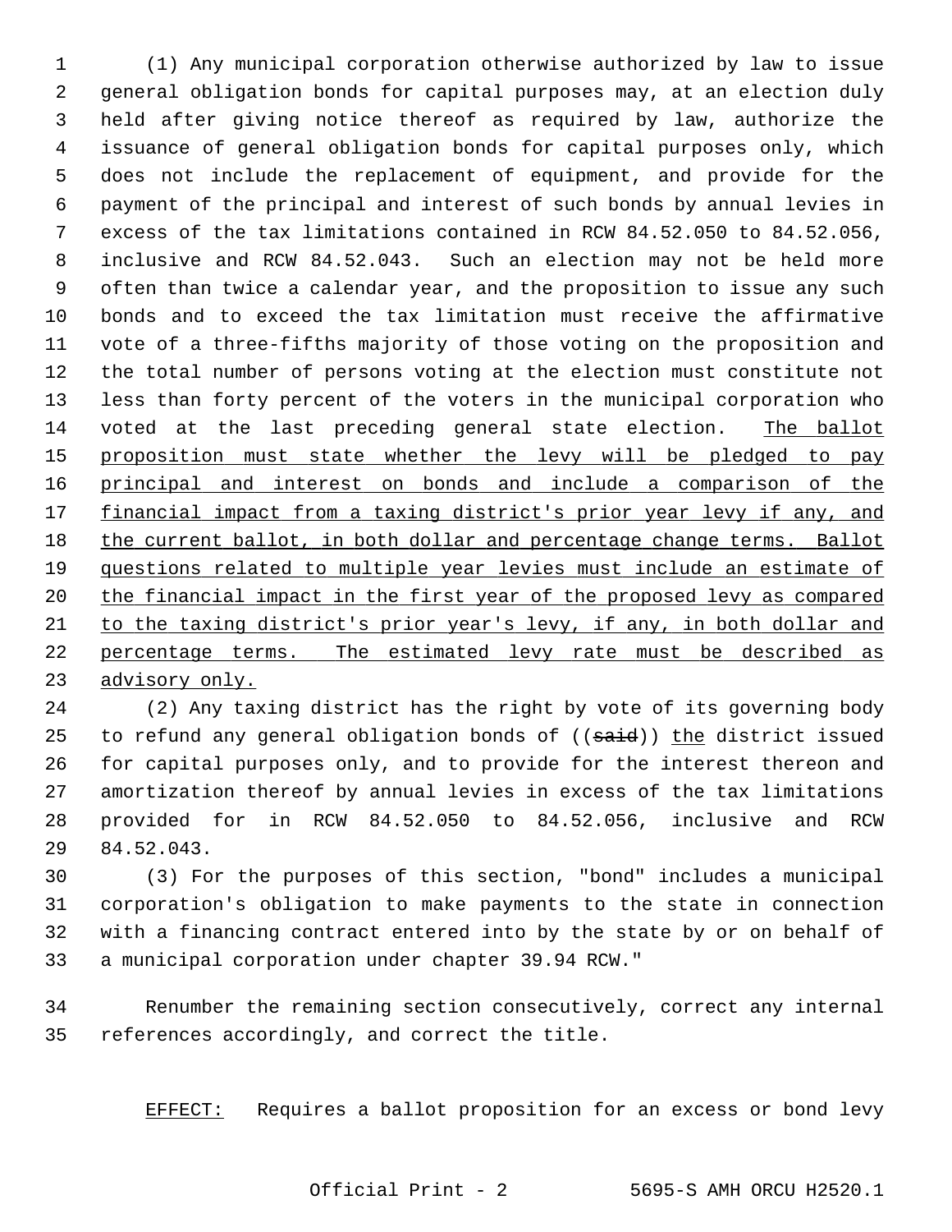(1) Any municipal corporation otherwise authorized by law to issue general obligation bonds for capital purposes may, at an election duly held after giving notice thereof as required by law, authorize the issuance of general obligation bonds for capital purposes only, which does not include the replacement of equipment, and provide for the payment of the principal and interest of such bonds by annual levies in excess of the tax limitations contained in RCW 84.52.050 to 84.52.056, inclusive and RCW 84.52.043. Such an election may not be held more often than twice a calendar year, and the proposition to issue any such bonds and to exceed the tax limitation must receive the affirmative vote of a three-fifths majority of those voting on the proposition and the total number of persons voting at the election must constitute not less than forty percent of the voters in the municipal corporation who voted at the last preceding general state election. <u>The ballot proposition must state whether the levy will be pledged to pay principal and interest on bonds and include a comparison of the financial impact from a taxing district's prior year levy if any, and the current ballot, in both dollar and percentage change terms. Ballot questions related to multiple year levies must include an estimate of the financial impact in the first year of the proposed levy as compared to the taxing district's prior year's levy, if any, in both dollar and percentage terms. The estimated levy rate must be described as advisory only.</u>

(2) Any taxing district has the right by vote of its governing body to refund any general obligation bonds of ((~~said~~)) <u>the</u> district issued for capital purposes only, and to provide for the interest thereon and amortization thereof by annual levies in excess of the tax limitations provided for in RCW 84.52.050 to 84.52.056, inclusive and RCW 84.52.043.

(3) For the purposes of this section, "bond" includes a municipal corporation's obligation to make payments to the state in connection with a financing contract entered into by the state by or on behalf of a municipal corporation under chapter 39.94 RCW."

Renumber the remaining section consecutively, correct any internal references accordingly, and correct the title.

<u>EFFECT:</u> Requires a ballot proposition for an excess or bond levy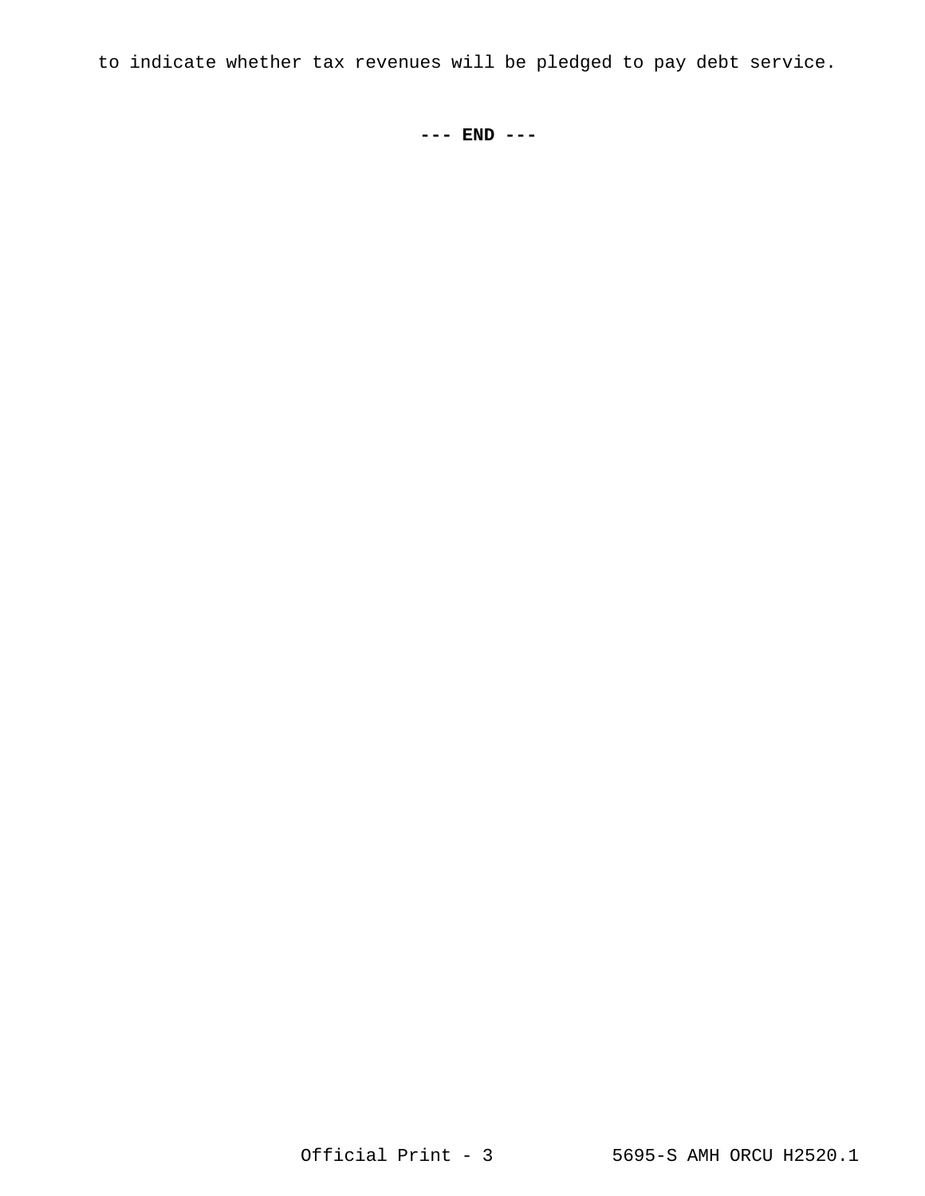to indicate whether tax revenues will be pledged to pay debt service.

**--- END ---**